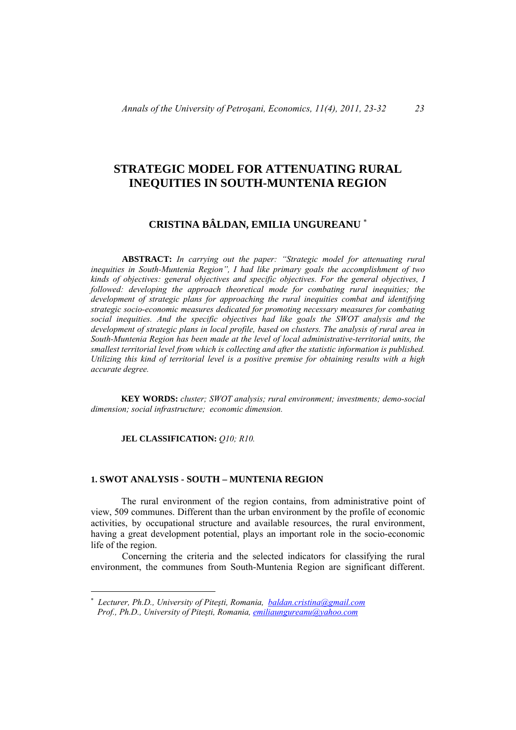# STRATEGIC MODEL FOR ATTENUATING RURAL INEQUITIES IN SOUTH-MUNTENIA REGION

**CRISTINA BÂLDAN, EMILIA UNGUREANU** *

**ABSTRACT:** *In carrying out the paper: "Strategic model for attenuating rural inequities in South-Muntenia Region", I had like primary goals the accomplishment of two kinds of objectives: general objectives and specific objectives. For the general objectives, I followed: developing the approach theoretical mode for combating rural inequities; the development of strategic plans for approaching the rural inequities combat and identifying strategic socio-economic measures dedicated for promoting necessary measures for combating social inequities. And the specific objectives had like goals the SWOT analysis and the development of strategic plans in local profile, based on clusters. The analysis of rural area in South-Muntenia Region has been made at the level of local administrative-territorial units, the smallest territorial level from which is collecting and after the statistic information is published. Utilizing this kind of territorial level is a positive premise for obtaining results with a high accurate degree.*

**KEY WORDS:** *cluster; SWOT analysis; rural environment; investments; demo-social dimension; social infrastructure; economic dimension.*

**JEL CLASSIFICATION:** *Q10; R10.*

## 1. SWOT ANALYSIS - SOUTH – MUNTENIA REGION

The rural environment of the region contains, from administrative point of view, 509 communes. Different than the urban environment by the profile of economic activities, by occupational structure and available resources, the rural environment, having a great development potential, plays an important role in the socio-economic life of the region.

Concerning the criteria and the selected indicators for classifying the rural environment, the communes from South-Muntenia Region are significant different.

---

* *Lecturer, Ph.D., University of Piteşti, Romania, baldan.cristina@gmail.com*
*Prof., Ph.D., University of Piteşti, Romania, emiliaungureanu@yahoo.com*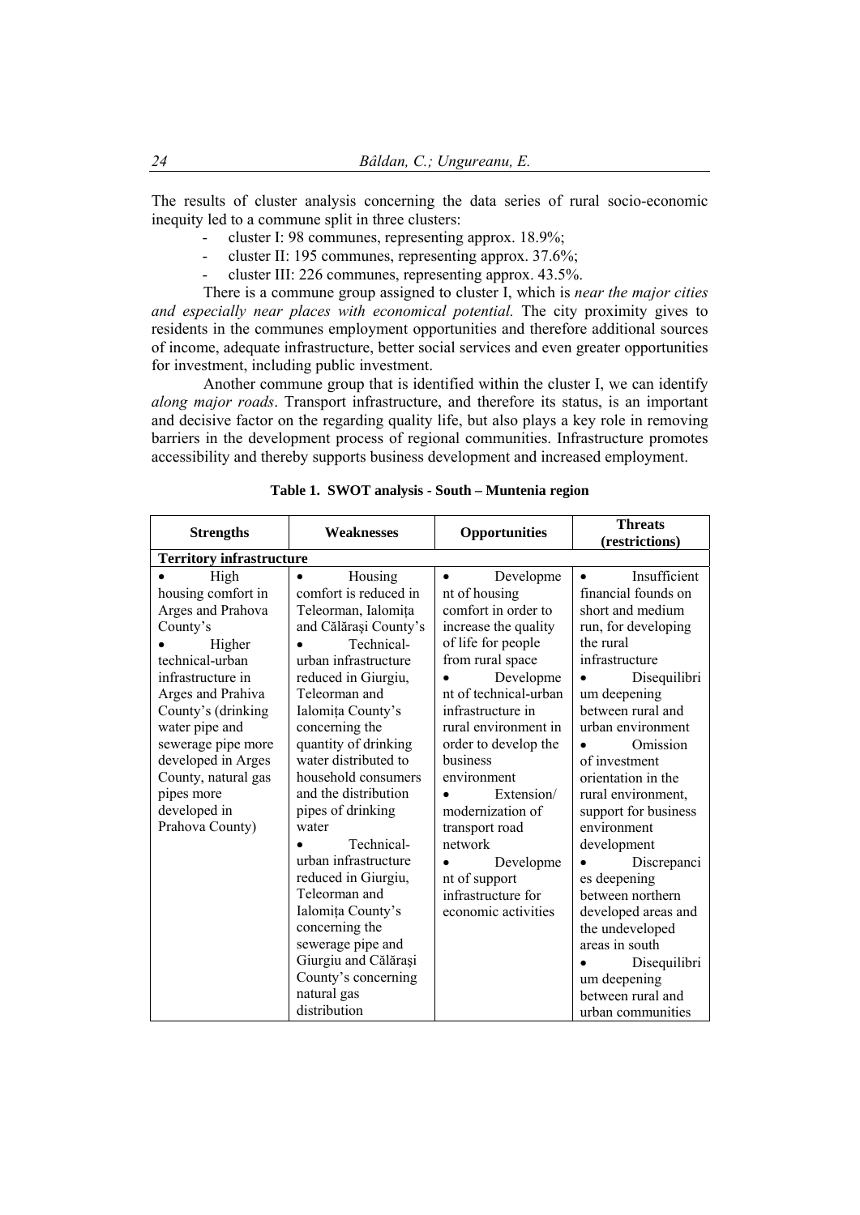The results of cluster analysis concerning the data series of rural socio-economic inequity led to a commune split in three clusters:

- cluster I: 98 communes, representing approx. 18.9%;
- cluster II: 195 communes, representing approx. 37.6%;
- cluster III: 226 communes, representing approx. 43.5%.

There is a commune group assigned to cluster I, which is *near the major cities and especially near places with economical potential.* The city proximity gives to residents in the communes employment opportunities and therefore additional sources of income, adequate infrastructure, better social services and even greater opportunities for investment, including public investment.

Another commune group that is identified within the cluster I, we can identify *along major roads*. Transport infrastructure, and therefore its status, is an important and decisive factor on the regarding quality life, but also plays a key role in removing barriers in the development process of regional communities. Infrastructure promotes accessibility and thereby supports business development and increased employment.

**Table 1. SWOT analysis - South – Muntenia region**

| Strengths | Weaknesses | Opportunities | Threats (restrictions) |
|---|---|---|---|
| **Territory infrastructure** | | | |
| • High housing comfort in Arges and Prahova County's<br>• Higher technical-urban infrastructure in Arges and Prahiva County's (drinking water pipe and sewerage pipe more developed in Arges County, natural gas pipes more developed in Prahova County) | • Housing comfort is reduced in Teleorman, Ialomița and Călărași County's<br>• Technical-urban infrastructure reduced in Giurgiu, Teleorman and Ialomița County's concerning the quantity of drinking water distributed to household consumers and the distribution pipes of drinking water<br>• Technical-urban infrastructure reduced in Giurgiu, Teleorman and Ialomița County's concerning the sewerage pipe and Giurgiu and Călărași County's concerning natural gas distribution | • Development of housing comfort in order to increase the quality of life for people from rural space<br>• Development of technical-urban infrastructure in rural environment in order to develop the business environment<br>• Extension/ modernization of transport road network<br>• Development of support infrastructure for economic activities | • Insufficient financial founds on short and medium run, for developing the rural infrastructure<br>• Disequilibrium deepening between rural and urban environment<br>• Omission of investment orientation in the rural environment, support for business environment development<br>• Discrepancies deepening between northern developed areas and the undeveloped areas in south<br>• Disequilibrium deepening between rural and urban communities |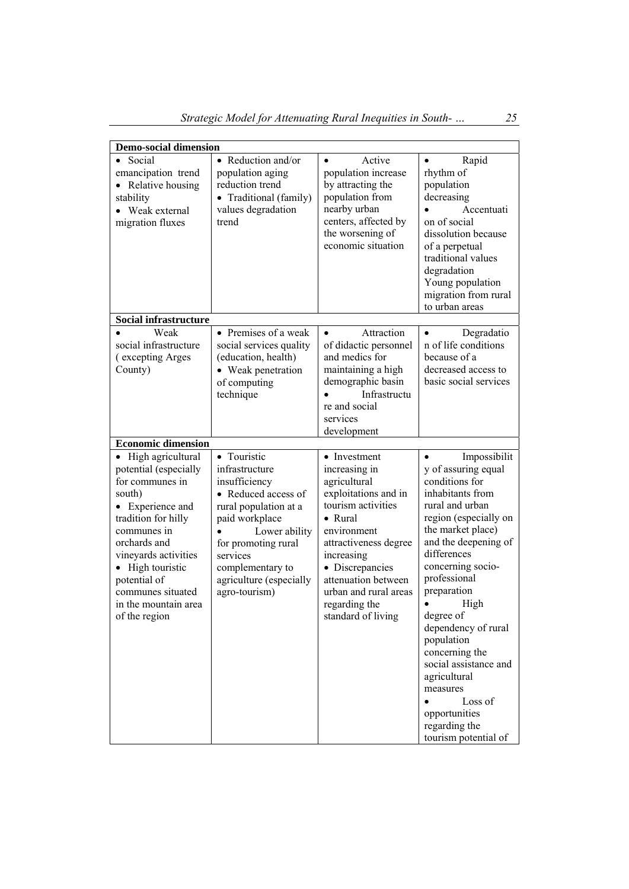| Demo-social dimension | | | |
|---|---|---|---|
| • Social emancipation trend<br>• Relative housing stability<br>• Weak external migration fluxes | • Reduction and/or population aging reduction trend<br>• Traditional (family) values degradation trend | • Active population increase by attracting the population from nearby urban centers, affected by the worsening of economic situation | • Rapid rhythm of population decreasing<br>• Accentuation of social dissolution because of a perpetual traditional values degradation Young population migration from rural to urban areas |
| **Social infrastructure** | | | |
| • Weak social infrastructure ( excepting Arges County) | • Premises of a weak social services quality (education, health)<br>• Weak penetration of computing technique | • Attraction of didactic personnel and medics for maintaining a high demographic basin<br>• Infrastructure and social services development | • Degradation of life conditions because of a decreased access to basic social services |
| **Economic dimension** | | | |
| • High agricultural potential (especially for communes in south)<br>• Experience and tradition for hilly communes in orchards and vineyards activities<br>• High touristic potential of communes situated in the mountain area of the region | • Touristic infrastructure insufficiency<br>• Reduced access of rural population at a paid workplace<br>• Lower ability for promoting rural services complementary to agriculture (especially agro-tourism) | • Investment increasing in agricultural exploitations and in tourism activities<br>• Rural environment attractiveness degree increasing<br>• Discrepancies attenuation between urban and rural areas regarding the standard of living | • Impossibility of assuring equal conditions for inhabitants from rural and urban region (especially on the market place) and the deepening of differences concerning socio-professional preparation<br>• High degree of dependency of rural population concerning the social assistance and agricultural measures<br>• Loss of opportunities regarding the tourism potential of |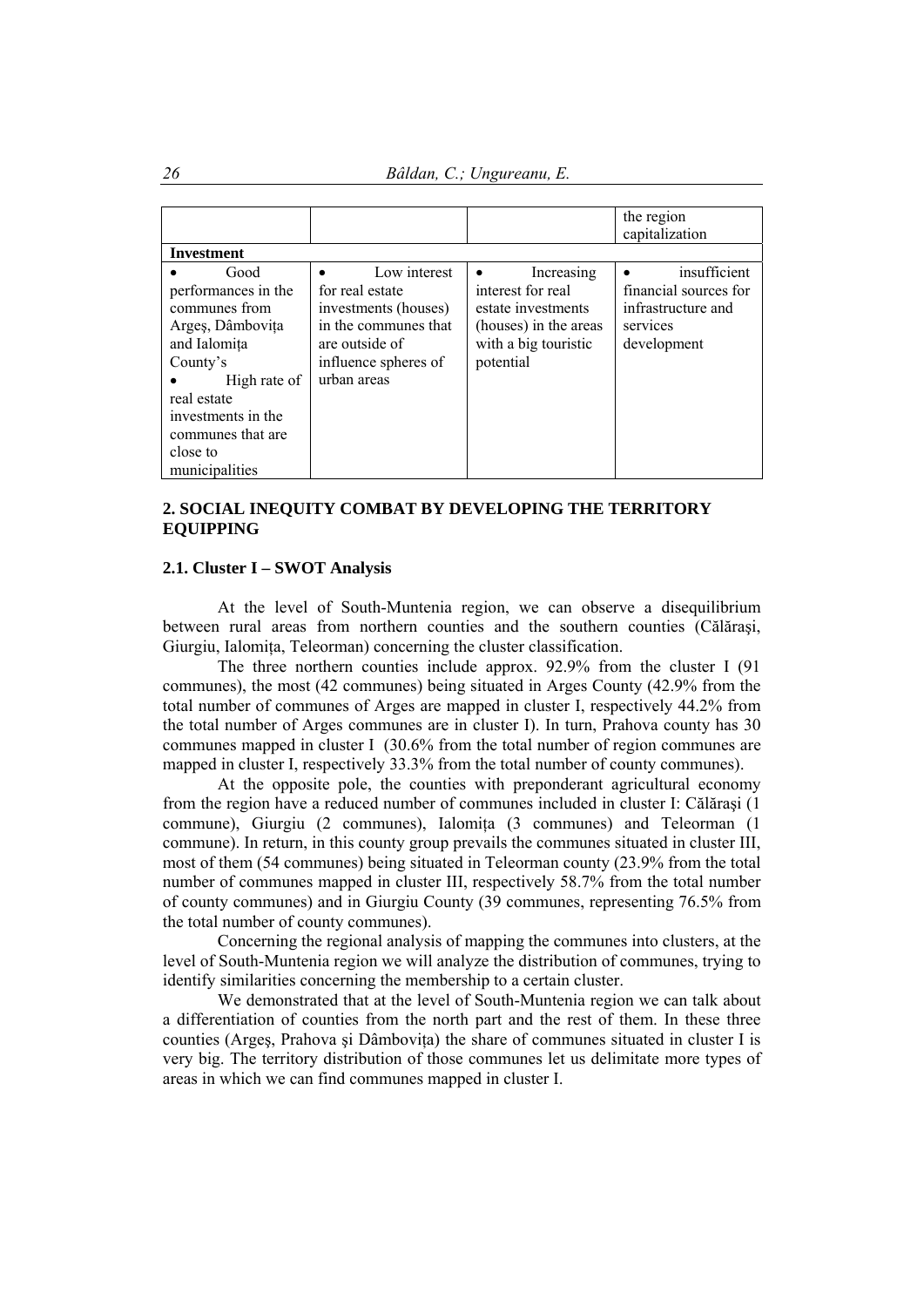| | | | the region capitalization |
|---|---|---|---|
| **Investment** | | | |
| • Good performances in the communes from Argeș, Dâmbovița and Ialomița County's<br>• High rate of real estate investments in the communes that are close to municipalities | • Low interest for real estate investments (houses) in the communes that are outside of influence spheres of urban areas | • Increasing interest for real estate investments (houses) in the areas with a big touristic potential | • insufficient financial sources for infrastructure and services development |

## 2. SOCIAL INEQUITY COMBAT BY DEVELOPING THE TERRITORY EQUIPPING

### 2.1. Cluster I – SWOT Analysis

At the level of South-Muntenia region, we can observe a disequilibrium between rural areas from northern counties and the southern counties (Călărași, Giurgiu, Ialomița, Teleorman) concerning the cluster classification.

The three northern counties include approx. 92.9% from the cluster I (91 communes), the most (42 communes) being situated in Arges County (42.9% from the total number of communes of Arges are mapped in cluster I, respectively 44.2% from the total number of Arges communes are in cluster I). In turn, Prahova county has 30 communes mapped in cluster I (30.6% from the total number of region communes are mapped in cluster I, respectively 33.3% from the total number of county communes).

At the opposite pole, the counties with preponderant agricultural economy from the region have a reduced number of communes included in cluster I: Călărași (1 commune), Giurgiu (2 communes), Ialomița (3 communes) and Teleorman (1 commune). In return, in this county group prevails the communes situated in cluster III, most of them (54 communes) being situated in Teleorman county (23.9% from the total number of communes mapped in cluster III, respectively 58.7% from the total number of county communes) and in Giurgiu County (39 communes, representing 76.5% from the total number of county communes).

Concerning the regional analysis of mapping the communes into clusters, at the level of South-Muntenia region we will analyze the distribution of communes, trying to identify similarities concerning the membership to a certain cluster.

We demonstrated that at the level of South-Muntenia region we can talk about a differentiation of counties from the north part and the rest of them. In these three counties (Argeș, Prahova și Dâmbovița) the share of communes situated in cluster I is very big. The territory distribution of those communes let us delimitate more types of areas in which we can find communes mapped in cluster I.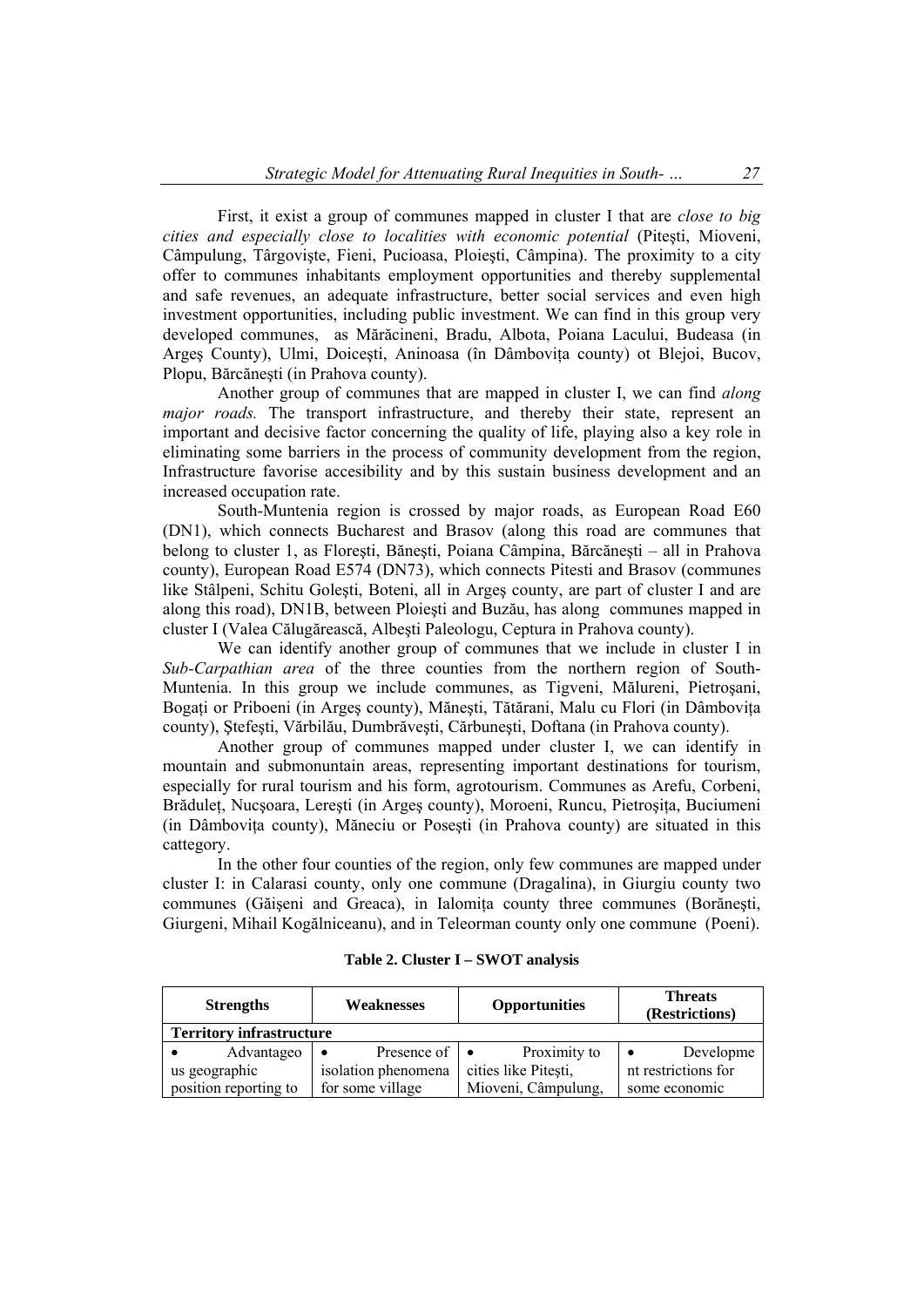First, it exist a group of communes mapped in cluster I that are *close to big cities and especially close to localities with economic potential* (Piteşti, Mioveni, Câmpulung, Târgovişte, Fieni, Pucioasa, Ploieşti, Câmpina). The proximity to a city offer to communes inhabitants employment opportunities and thereby supplemental and safe revenues, an adequate infrastructure, better social services and even high investment opportunities, including public investment. We can find in this group very developed communes, as Mărăcineni, Bradu, Albota, Poiana Lacului, Budeasa (in Argeş County), Ulmi, Doiceşti, Aninoasa (în Dâmboviţa county) ot Blejoi, Bucov, Plopu, Bărcăneşti (in Prahova county).

Another group of communes that are mapped in cluster I, we can find *along major roads.* The transport infrastructure, and thereby their state, represent an important and decisive factor concerning the quality of life, playing also a key role in eliminating some barriers in the process of community development from the region, Infrastructure favorise accesibility and by this sustain business development and an increased occupation rate.

South-Muntenia region is crossed by major roads, as European Road E60 (DN1), which connects Bucharest and Brasov (along this road are communes that belong to cluster 1, as Floreşti, Băneşti, Poiana Câmpina, Bărcăneşti – all in Prahova county), European Road E574 (DN73), which connects Pitesti and Brasov (communes like Stâlpeni, Schitu Goleşti, Boteni, all in Argeş county, are part of cluster I and are along this road), DN1B, between Ploieşti and Buzău, has along communes mapped in cluster I (Valea Călugărească, Albeşti Paleologu, Ceptura in Prahova county).

We can identify another group of communes that we include in cluster I in *Sub-Carpathian area* of the three counties from the northern region of South-Muntenia. In this group we include communes, as Tigveni, Mălureni, Pietroşani, Bogaţi or Priboeni (in Argeş county), Măneşti, Tătărani, Malu cu Flori (in Dâmboviţa county), Ştefeşti, Vărbilău, Dumbrăveşti, Cărbuneşti, Doftana (in Prahova county).

Another group of communes mapped under cluster I, we can identify in mountain and submonuntain areas, representing important destinations for tourism, especially for rural tourism and his form, agrotourism. Communes as Arefu, Corbeni, Brăduleţ, Nucşoara, Lereşti (in Argeş county), Moroeni, Runcu, Pietroşiţa, Buciumeni (in Dâmboviţa county), Măneciu or Poseşti (in Prahova county) are situated in this cattegory.

In the other four counties of the region, only few communes are mapped under cluster I: in Calarasi county, only one commune (Dragalina), in Giurgiu county two communes (Găişeni and Greaca), in Ialomiţa county three communes (Borăneşti, Giurgeni, Mihail Kogălniceanu), and in Teleorman county only one commune (Poeni).

**Table 2. Cluster I – SWOT analysis**

| Strengths | Weaknesses | Opportunities | Threats (Restrictions) |
|---|---|---|---|
| **Territory infrastructure** | | | |
| • Advantageous geographic position reporting to | • Presence of isolation phenomena for some village | • Proximity to cities like Piteşti, Mioveni, Câmpulung, | • Development restrictions for some economic |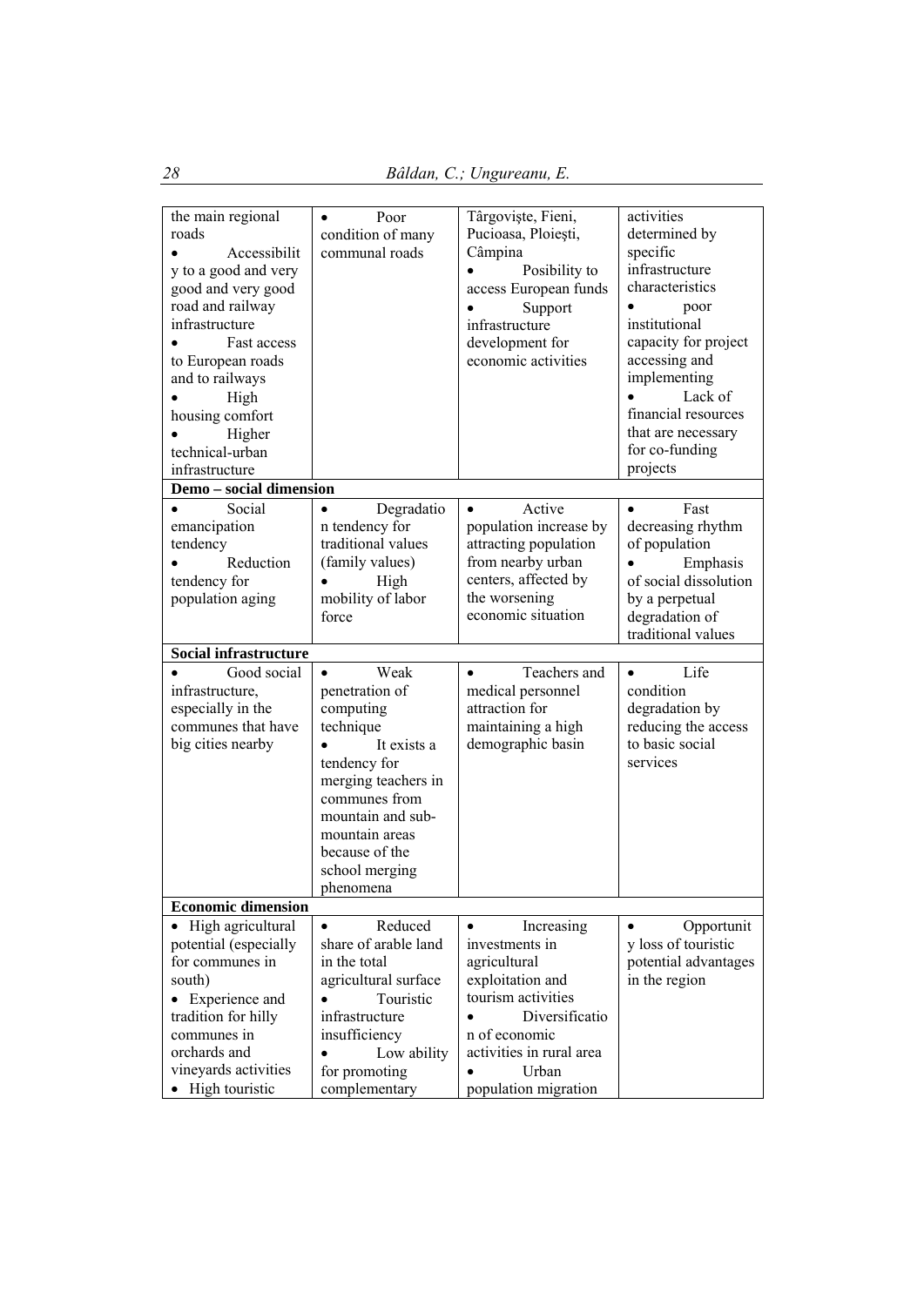| | | | |
|---|---|---|---|
| the main regional roads<br>• Accessibility to a good and very good and very good road and railway infrastructure<br>• Fast access to European roads and to railways<br>• High housing comfort<br>• Higher technical-urban infrastructure | • Poor condition of many communal roads | Târgovişte, Fieni, Pucioasa, Ploieşti, Câmpina<br>• Posibility to access European funds<br>• Support infrastructure development for economic activities | activities determined by specific infrastructure characteristics<br>• poor institutional capacity for project accessing and implementing<br>• Lack of financial resources that are necessary for co-funding projects |
| **Demo – social dimension** | | | |
| • Social emancipation tendency<br>• Reduction tendency for population aging | • Degradation tendency for traditional values (family values)<br>• High mobility of labor force | • Active population increase by attracting population from nearby urban centers, affected by the worsening economic situation | • Fast decreasing rhythm of population<br>• Emphasis of social dissolution by a perpetual degradation of traditional values |
| **Social infrastructure** | | | |
| • Good social infrastructure, especially in the communes that have big cities nearby | • Weak penetration of computing technique<br>• It exists a tendency for merging teachers in communes from mountain and sub-mountain areas because of the school merging phenomena | • Teachers and medical personnel attraction for maintaining a high demographic basin | • Life condition degradation by reducing the access to basic social services |
| **Economic dimension** | | | |
| • High agricultural potential (especially for communes in south)<br>• Experience and tradition for hilly communes in orchards and vineyards activities<br>• High touristic | • Reduced share of arable land in the total agricultural surface<br>• Touristic infrastructure insufficiency<br>• Low ability for promoting complementary | • Increasing investments in agricultural exploitation and tourism activities<br>• Diversification of economic activities in rural area<br>• Urban population migration | • Opportunity loss of touristic potential advantages in the region |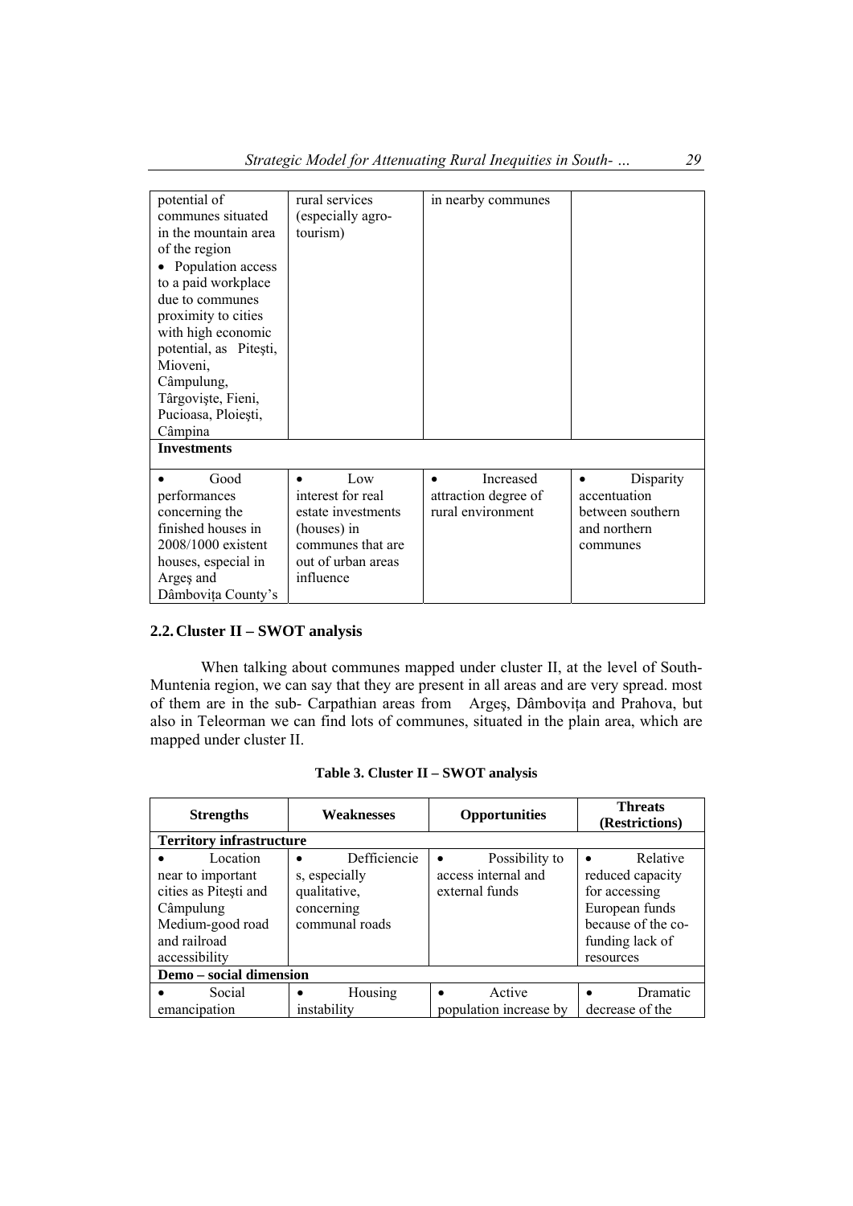| | | | |
|---|---|---|---|
| potential of communes situated in the mountain area of the region<br>• Population access to a paid workplace due to communes proximity to cities with high economic potential, as Piteşti, Mioveni, Câmpulung, Târgovişte, Fieni, Pucioasa, Ploieşti, Câmpina | rural services (especially agro-tourism) | in nearby communes | |
| **Investments** | | | |
| • Good performances concerning the finished houses in 2008/1000 existent houses, especial in Argeş and Dâmboviţa County's | • Low interest for real estate investments (houses) in communes that are out of urban areas influence | • Increased attraction degree of rural environment | • Disparity accentuation between southern and northern communes |

## 2.2. Cluster II – SWOT analysis

When talking about communes mapped under cluster II, at the level of South-Muntenia region, we can say that they are present in all areas and are very spread. most of them are in the sub- Carpathian areas from Argeş, Dâmboviţa and Prahova, but also in Teleorman we can find lots of communes, situated in the plain area, which are mapped under cluster II.

**Table 3. Cluster II – SWOT analysis**

| Strengths | Weaknesses | Opportunities | Threats (Restrictions) |
|---|---|---|---|
| **Territory infrastructure** | | | |
| • Location near to important cities as Piteşti and Câmpulung<br>Medium-good road and railroad accessibility | • Defficiencies, especially qualitative, concerning communal roads | • Possibility to access internal and external funds | • Relative reduced capacity for accessing European funds because of the co-funding lack of resources |
| **Demo – social dimension** | | | |
| • Social emancipation | • Housing instability | • Active population increase by | • Dramatic decrease of the |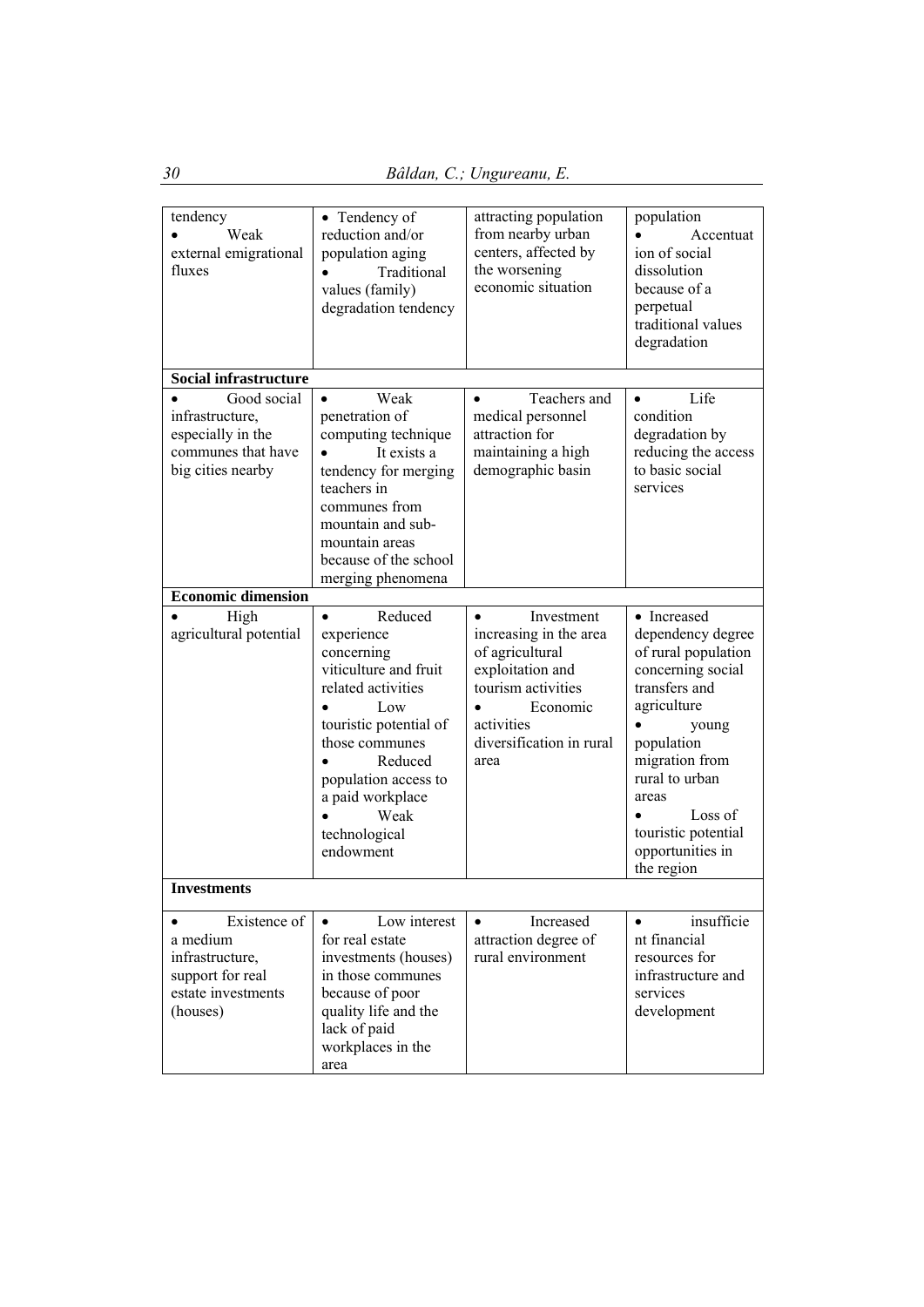| | | | |
|---|---|---|---|
| tendency<br>• Weak external emigrational fluxes | • Tendency of reduction and/or population aging<br>• Traditional values (family) degradation tendency | attracting population from nearby urban centers, affected by the worsening economic situation | population<br>• Accentuation of social dissolution because of a perpetual traditional values degradation |
| **Social infrastructure** | | | |
| • Good social infrastructure, especially in the communes that have big cities nearby | • Weak penetration of computing technique<br>• It exists a tendency for merging teachers in communes from mountain and sub-mountain areas because of the school merging phenomena | • Teachers and medical personnel attraction for maintaining a high demographic basin | • Life condition degradation by reducing the access to basic social services |
| **Economic dimension** | | | |
| • High agricultural potential | • Reduced experience concerning viticulture and fruit related activities<br>• Low touristic potential of those communes<br>• Reduced population access to a paid workplace<br>• Weak technological endowment | • Investment increasing in the area of agricultural exploitation and tourism activities<br>• Economic activities diversification in rural area | • Increased dependency degree of rural population concerning social transfers and agriculture<br>• young population migration from rural to urban areas<br>• Loss of touristic potential opportunities in the region |
| **Investments** | | | |
| • Existence of a medium infrastructure, support for real estate investments (houses) | • Low interest for real estate investments (houses) in those communes because of poor quality life and the lack of paid workplaces in the area | • Increased attraction degree of rural environment | • insufficient financial resources for infrastructure and services development |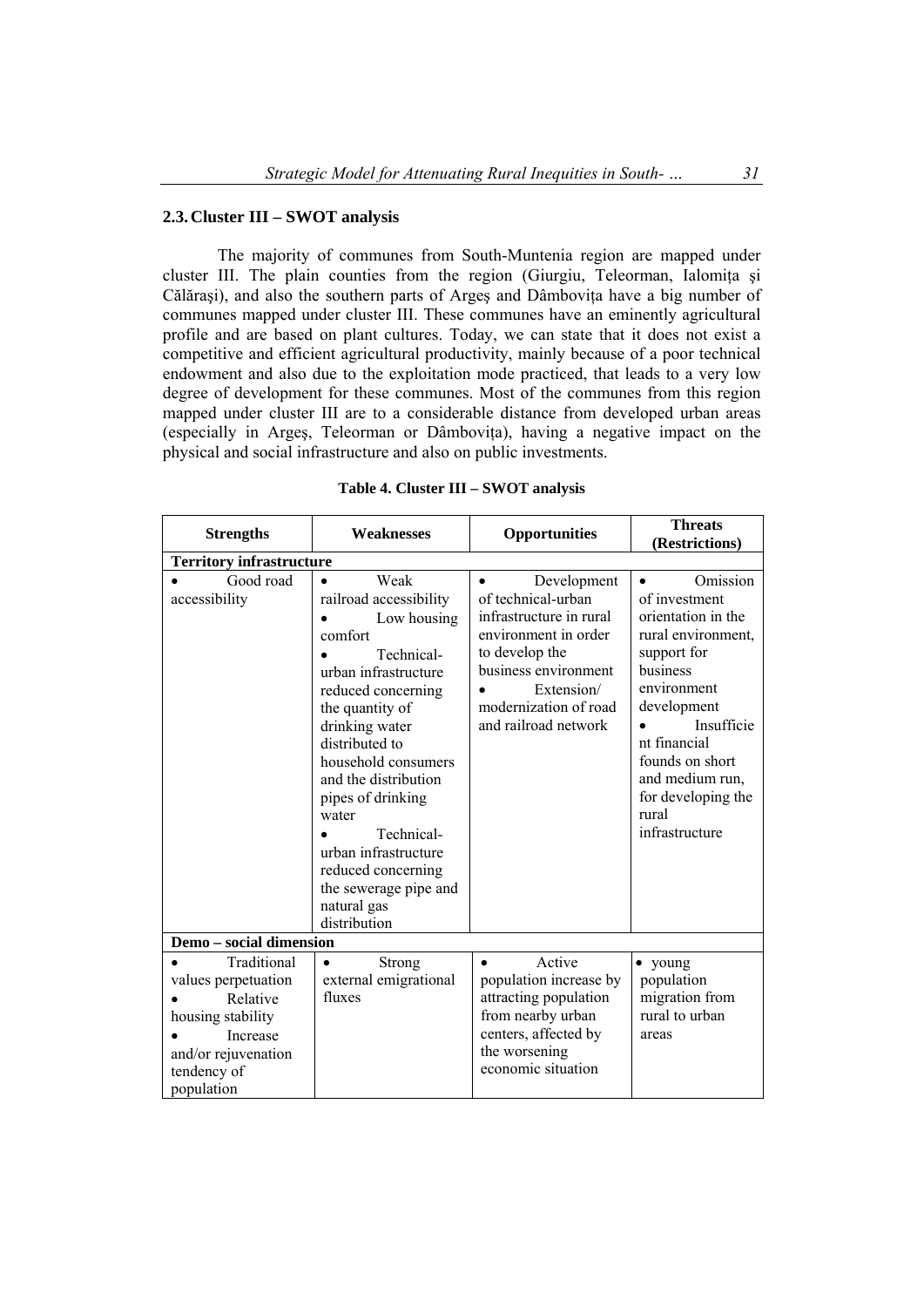## 2.3. Cluster III – SWOT analysis

The majority of communes from South-Muntenia region are mapped under cluster III. The plain counties from the region (Giurgiu, Teleorman, Ialomița şi Călăraşi), and also the southern parts of Argeş and Dâmbovița have a big number of communes mapped under cluster III. These communes have an eminently agricultural profile and are based on plant cultures. Today, we can state that it does not exist a competitive and efficient agricultural productivity, mainly because of a poor technical endowment and also due to the exploitation mode practiced, that leads to a very low degree of development for these communes. Most of the communes from this region mapped under cluster III are to a considerable distance from developed urban areas (especially in Argeş, Teleorman or Dâmbovița), having a negative impact on the physical and social infrastructure and also on public investments.

**Table 4. Cluster III – SWOT analysis**

| Strengths | Weaknesses | Opportunities | Threats (Restrictions) |
|---|---|---|---|
| **Territory infrastructure** | | | |
| • Good road accessibility | • Weak railroad accessibility<br>• Low housing comfort<br>• Technical-urban infrastructure reduced concerning the quantity of drinking water distributed to household consumers and the distribution pipes of drinking water<br>• Technical-urban infrastructure reduced concerning the sewerage pipe and natural gas distribution | • Development of technical-urban infrastructure in rural environment in order to develop the business environment<br>• Extension/ modernization of road and railroad network | • Omission of investment orientation in the rural environment, support for business environment development<br>• Insufficient financial founds on short and medium run, for developing the rural infrastructure |
| **Demo – social dimension** | | | |
| • Traditional values perpetuation<br>• Relative housing stability<br>• Increase and/or rejuvenation tendency of population | • Strong external emigrational fluxes | • Active population increase by attracting population from nearby urban centers, affected by the worsening economic situation | • young population migration from rural to urban areas |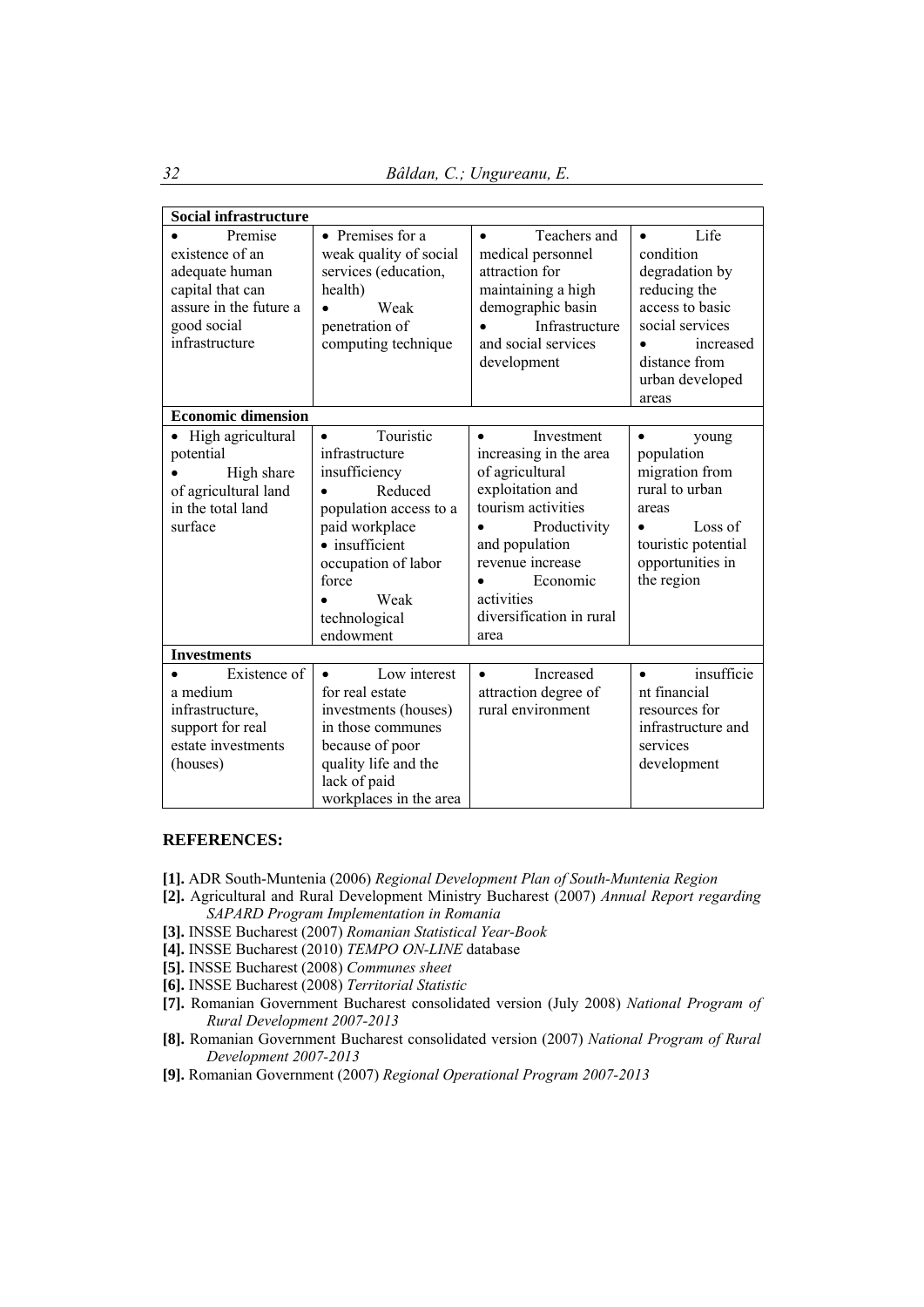| | | | |
|---|---|---|---|
| **Social infrastructure** | | | |
| • Premise existence of an adequate human capital that can assure in the future a good social infrastructure | • Premises for a weak quality of social services (education, health)<br>• Weak penetration of computing technique | • Teachers and medical personnel attraction for maintaining a high demographic basin<br>• Infrastructure and social services development | • Life condition degradation by reducing the access to basic social services<br>• increased distance from urban developed areas |
| **Economic dimension** | | | |
| • High agricultural potential<br>• High share of agricultural land in the total land surface | • Touristic infrastructure insufficiency<br>• Reduced population access to a paid workplace<br>• insufficient occupation of labor force<br>• Weak technological endowment | • Investment increasing in the area of agricultural exploitation and tourism activities<br>• Productivity and population revenue increase<br>• Economic activities diversification in rural area | • young population migration from rural to urban areas<br>• Loss of touristic potential opportunities in the region |
| **Investments** | | | |
| • Existence of a medium infrastructure, support for real estate investments (houses) | • Low interest for real estate investments (houses) in those communes because of poor quality life and the lack of paid workplaces in the area | • Increased attraction degree of rural environment | • insufficient financial resources for infrastructure and services development |

## REFERENCES:

**[1].** ADR South-Muntenia (2006) *Regional Development Plan of South-Muntenia Region*

**[2].** Agricultural and Rural Development Ministry Bucharest (2007) *Annual Report regarding SAPARD Program Implementation in Romania*

**[3].** INSSE Bucharest (2007) *Romanian Statistical Year-Book*

**[4].** INSSE Bucharest (2010) *TEMPO ON-LINE* database

**[5].** INSSE Bucharest (2008) *Communes sheet*

**[6].** INSSE Bucharest (2008) *Territorial Statistic*

**[7].** Romanian Government Bucharest consolidated version (July 2008) *National Program of Rural Development 2007-2013*

**[8].** Romanian Government Bucharest consolidated version (2007) *National Program of Rural Development 2007-2013*

**[9].** Romanian Government (2007) *Regional Operational Program 2007-2013*